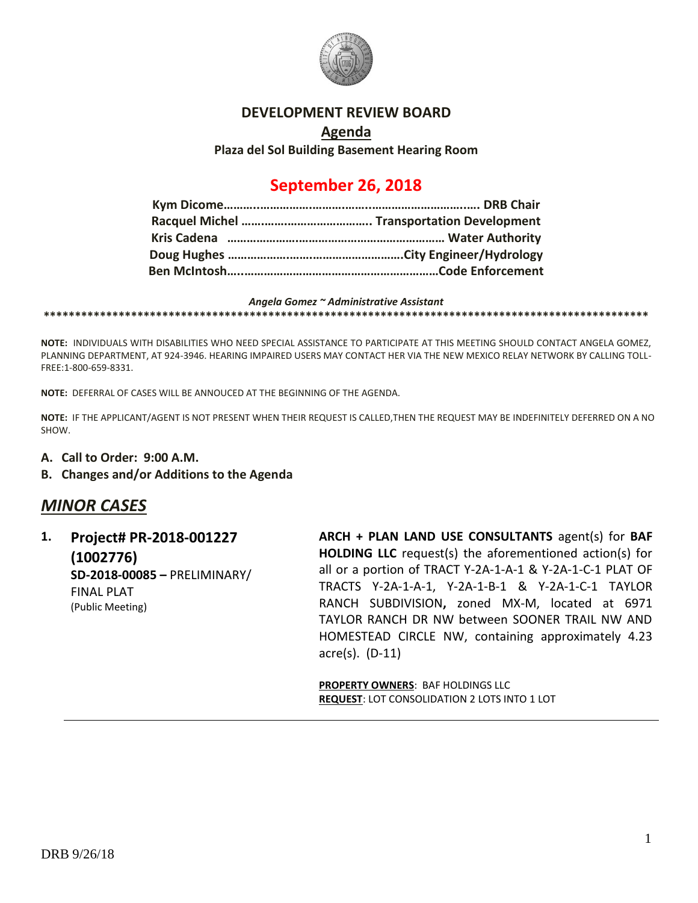# DEVELOPMENT REVIEW BOARD

## Agenda

**Plaza del Sol Building Basement Hearing Room**

## September 26, 2018

**Kym Dicome………..……………………………..……………………….…. DRB Chair**
**Racquel Michel ………………………………….. Transportation Development**
**Kris Cadena …………………………………………………………… Water Authority**
**Doug Hughes ……………………………………………….City Engineer/Hydrology**
**Ben McIntosh…..……………………………………………………Code Enforcement**

***Angela Gomez ~ Administrative Assistant***

****************************************************************************************************

**NOTE:** INDIVIDUALS WITH DISABILITIES WHO NEED SPECIAL ASSISTANCE TO PARTICIPATE AT THIS MEETING SHOULD CONTACT ANGELA GOMEZ, PLANNING DEPARTMENT, AT 924-3946. HEARING IMPAIRED USERS MAY CONTACT HER VIA THE NEW MEXICO RELAY NETWORK BY CALLING TOLL-FREE:1-800-659-8331.

**NOTE:** DEFERRAL OF CASES WILL BE ANNOUCED AT THE BEGINNING OF THE AGENDA.

**NOTE:** IF THE APPLICANT/AGENT IS NOT PRESENT WHEN THEIR REQUEST IS CALLED,THEN THE REQUEST MAY BE INDEFINITELY DEFERRED ON A NO SHOW.

**A. Call to Order: 9:00 A.M.**

**B. Changes and/or Additions to the Agenda**

## *MINOR CASES*

**1. Project# PR-2018-001227 (1002776)**
**SD-2018-00085 –** PRELIMINARY/ FINAL PLAT
(Public Meeting)

**ARCH + PLAN LAND USE CONSULTANTS** agent(s) for **BAF HOLDING LLC** request(s) the aforementioned action(s) for all or a portion of TRACT Y-2A-1-A-1 & Y-2A-1-C-1 PLAT OF TRACTS Y-2A-1-A-1, Y-2A-1-B-1 & Y-2A-1-C-1 TAYLOR RANCH SUBDIVISION**,** zoned MX-M, located at 6971 TAYLOR RANCH DR NW between SOONER TRAIL NW AND HOMESTEAD CIRCLE NW, containing approximately 4.23 acre(s). (D-11)

**PROPERTY OWNERS**: BAF HOLDINGS LLC
**REQUEST**: LOT CONSOLIDATION 2 LOTS INTO 1 LOT

DRB 9/26/18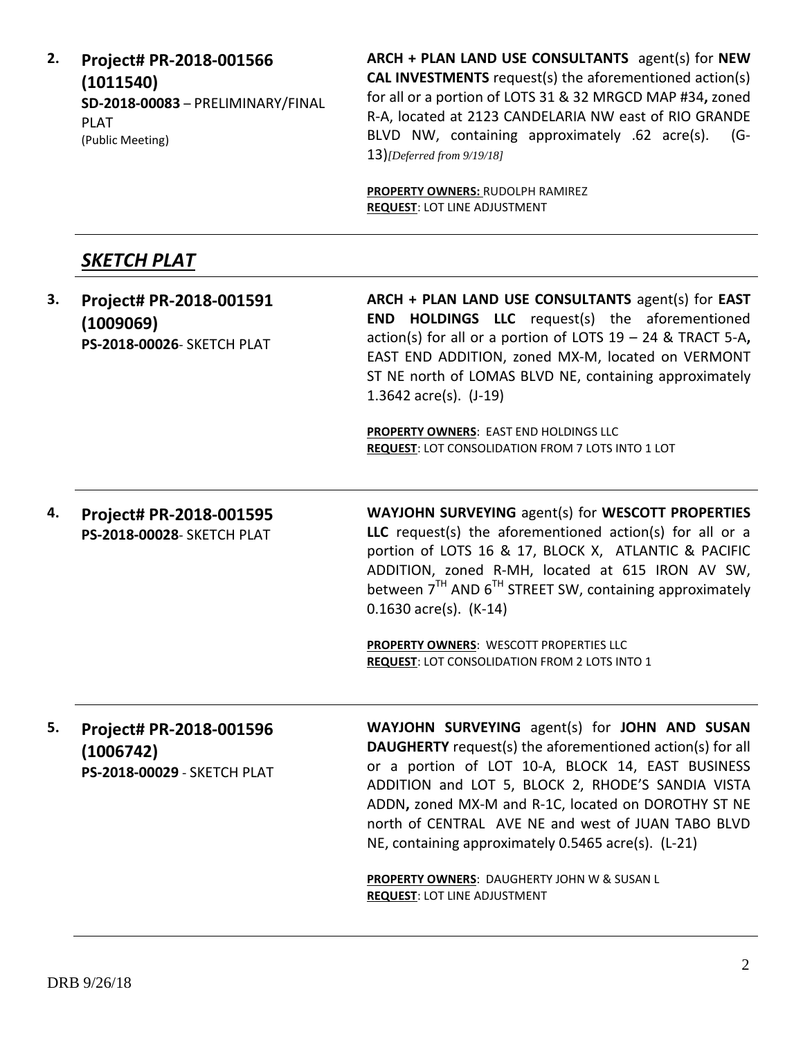**2. Project# PR-2018-001566 (1011540)**
**SD-2018-00083** – PRELIMINARY/FINAL PLAT
(Public Meeting)

**ARCH + PLAN LAND USE CONSULTANTS** agent(s) for **NEW CAL INVESTMENTS** request(s) the aforementioned action(s) for all or a portion of LOTS 31 & 32 MRGCD MAP #34**,** zoned R-A, located at 2123 CANDELARIA NW east of RIO GRANDE BLVD NW, containing approximately .62 acre(s). (G-13)*[Deferred from 9/19/18]*

**PROPERTY OWNERS:** RUDOLPH RAMIREZ
**REQUEST**: LOT LINE ADJUSTMENT

---

## *SKETCH PLAT*

**3. Project# PR-2018-001591 (1009069)**
**PS-2018-00026**- SKETCH PLAT

**ARCH + PLAN LAND USE CONSULTANTS** agent(s) for **EAST END HOLDINGS LLC** request(s) the aforementioned action(s) for all or a portion of LOTS 19 – 24 & TRACT 5-A**,** EAST END ADDITION, zoned MX-M, located on VERMONT ST NE north of LOMAS BLVD NE, containing approximately 1.3642 acre(s). (J-19)

**PROPERTY OWNERS**: EAST END HOLDINGS LLC
**REQUEST**: LOT CONSOLIDATION FROM 7 LOTS INTO 1 LOT

---

**4. Project# PR-2018-001595**
**PS-2018-00028**- SKETCH PLAT

**WAYJOHN SURVEYING** agent(s) for **WESCOTT PROPERTIES LLC** request(s) the aforementioned action(s) for all or a portion of LOTS 16 & 17, BLOCK X, ATLANTIC & PACIFIC ADDITION, zoned R-MH, located at 615 IRON AV SW, between 7TH AND 6TH STREET SW, containing approximately 0.1630 acre(s). (K-14)

**PROPERTY OWNERS**: WESCOTT PROPERTIES LLC
**REQUEST**: LOT CONSOLIDATION FROM 2 LOTS INTO 1

---

**5. Project# PR-2018-001596 (1006742)**
**PS-2018-00029** - SKETCH PLAT

**WAYJOHN SURVEYING** agent(s) for **JOHN AND SUSAN DAUGHERTY** request(s) the aforementioned action(s) for all or a portion of LOT 10-A, BLOCK 14, EAST BUSINESS ADDITION and LOT 5, BLOCK 2, RHODE'S SANDIA VISTA ADDN**,** zoned MX-M and R-1C, located on DOROTHY ST NE north of CENTRAL AVE NE and west of JUAN TABO BLVD NE, containing approximately 0.5465 acre(s). (L-21)

**PROPERTY OWNERS**: DAUGHERTY JOHN W & SUSAN L
**REQUEST**: LOT LINE ADJUSTMENT

---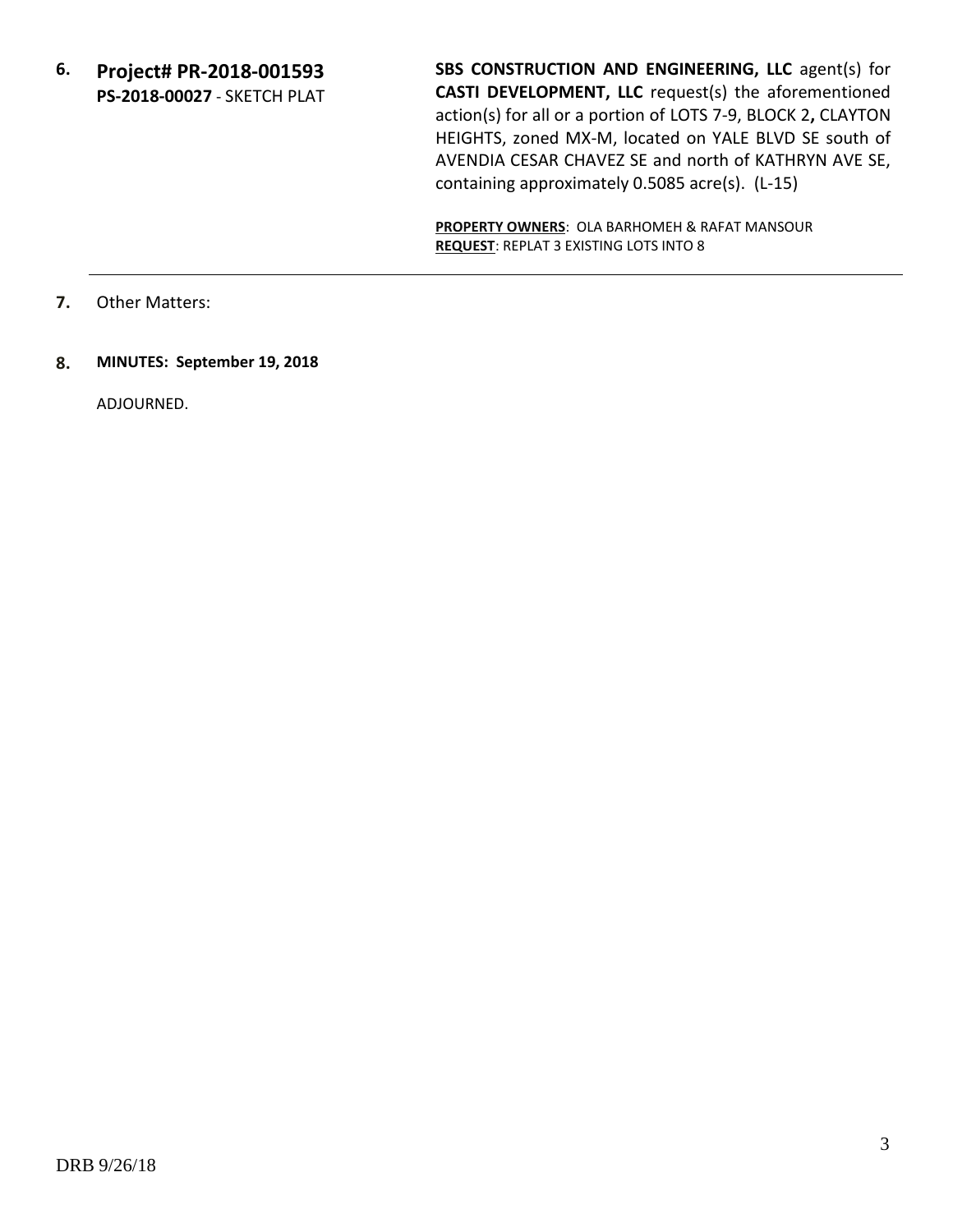6. **Project# PR-2018-001593**
**PS-2018-00027** - SKETCH PLAT

**SBS CONSTRUCTION AND ENGINEERING, LLC** agent(s) for **CASTI DEVELOPMENT, LLC** request(s) the aforementioned action(s) for all or a portion of LOTS 7-9, BLOCK 2**,** CLAYTON HEIGHTS, zoned MX-M, located on YALE BLVD SE south of AVENDIA CESAR CHAVEZ SE and north of KATHRYN AVE SE, containing approximately 0.5085 acre(s). (L-15)

**PROPERTY OWNERS**: OLA BARHOMEH & RAFAT MANSOUR
**REQUEST**: REPLAT 3 EXISTING LOTS INTO 8

---

7. Other Matters:

8. **MINUTES: September 19, 2018**

ADJOURNED.